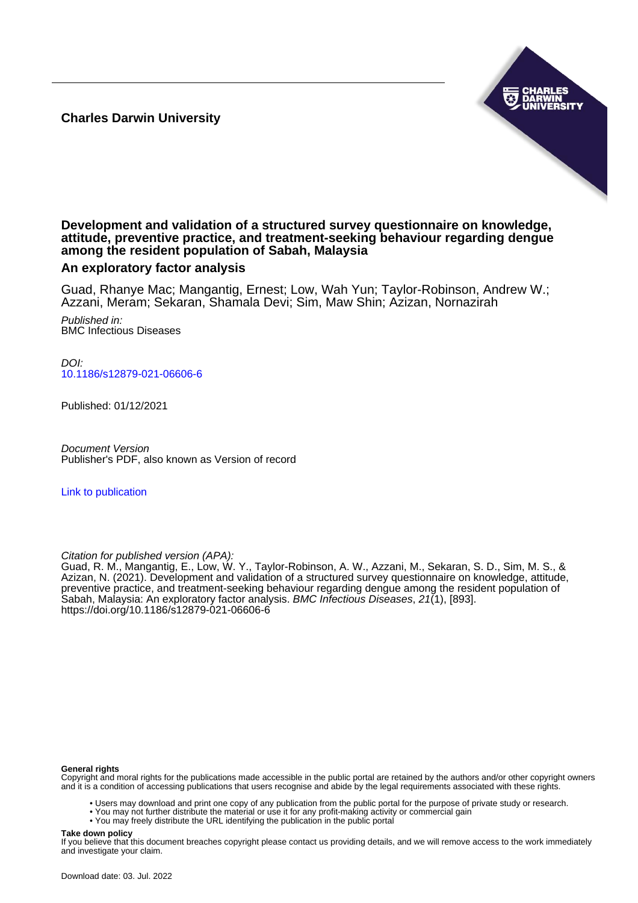**Charles Darwin University**

# Development and validation of a structured survey questionnaire on knowledge, attitude, preventive practice, and treatment-seeking behaviour regarding dengue among the resident population of Sabah, Malaysia

## An exploratory factor analysis

Guad, Rhanye Mac; Mangantig, Ernest; Low, Wah Yun; Taylor-Robinson, Andrew W.; Azzani, Meram; Sekaran, Shamala Devi; Sim, Maw Shin; Azizan, Nornazirah

*Published in:*
BMC Infectious Diseases

*DOI:*
10.1186/s12879-021-06606-6

Published: 01/12/2021

*Document Version*
Publisher's PDF, also known as Version of record

Link to publication

*Citation for published version (APA):*
Guad, R. M., Mangantig, E., Low, W. Y., Taylor-Robinson, A. W., Azzani, M., Sekaran, S. D., Sim, M. S., & Azizan, N. (2021). Development and validation of a structured survey questionnaire on knowledge, attitude, preventive practice, and treatment-seeking behaviour regarding dengue among the resident population of Sabah, Malaysia: An exploratory factor analysis. *BMC Infectious Diseases*, *21*(1), [893]. https://doi.org/10.1186/s12879-021-06606-6

**General rights**
Copyright and moral rights for the publications made accessible in the public portal are retained by the authors and/or other copyright owners and it is a condition of accessing publications that users recognise and abide by the legal requirements associated with these rights.

- Users may download and print one copy of any publication from the public portal for the purpose of private study or research.
- You may not further distribute the material or use it for any profit-making activity or commercial gain
- You may freely distribute the URL identifying the publication in the public portal

**Take down policy**
If you believe that this document breaches copyright please contact us providing details, and we will remove access to the work immediately and investigate your claim.

Download date: 03. Jul. 2022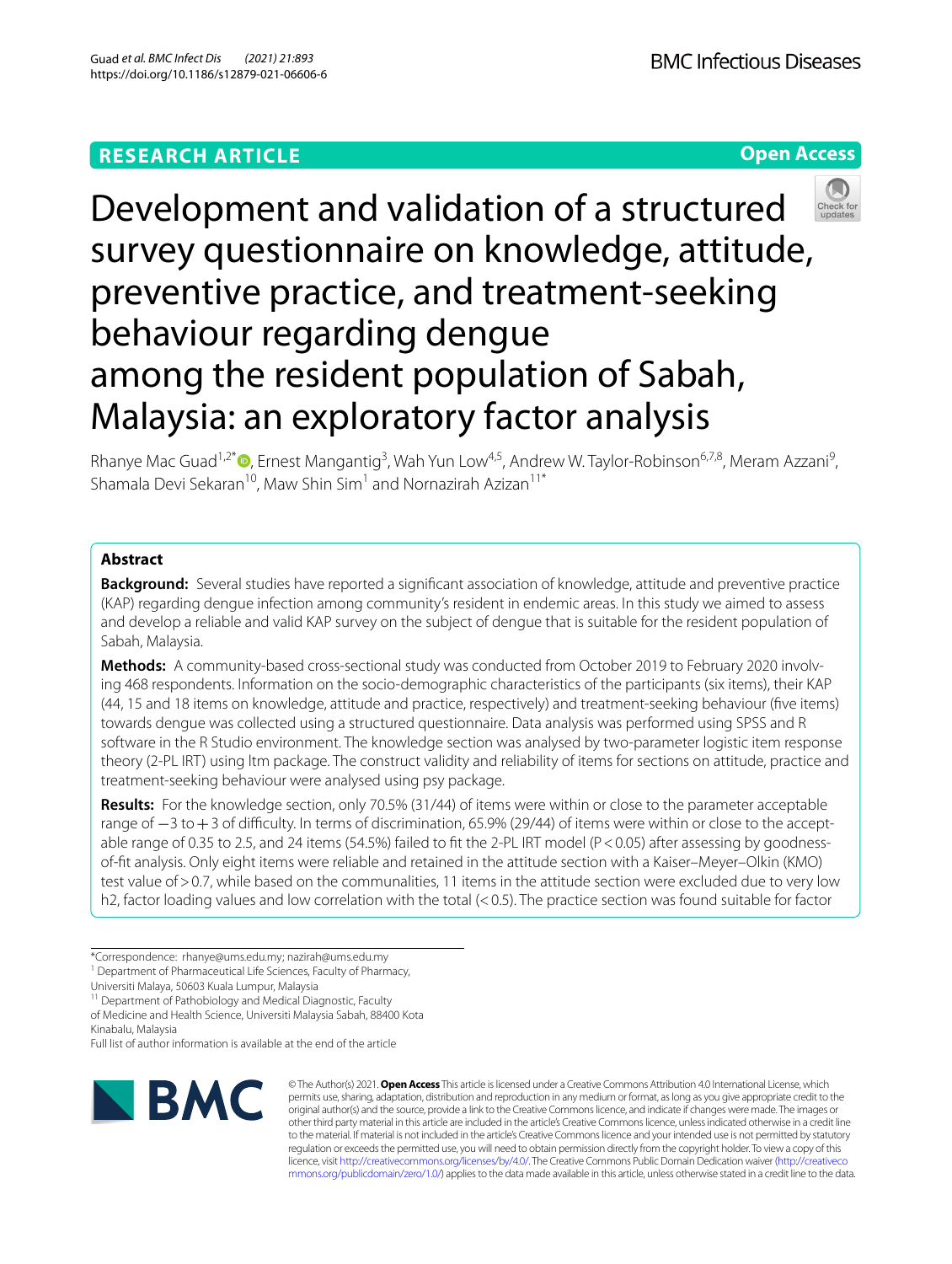# Development and validation of a structured survey questionnaire on knowledge, attitude, preventive practice, and treatment-seeking behaviour regarding dengue among the resident population of Sabah, Malaysia: an exploratory factor analysis

Rhanye Mac Guad[1,2*], Ernest Mangantig[3], Wah Yun Low[4,5], Andrew W. Taylor-Robinson[6,7,8], Meram Azzani[9], Shamala Devi Sekaran[10], Maw Shin Sim[1] and Nornazirah Azizan[11*]

## Abstract

**Background:** Several studies have reported a significant association of knowledge, attitude and preventive practice (KAP) regarding dengue infection among community's resident in endemic areas. In this study we aimed to assess and develop a reliable and valid KAP survey on the subject of dengue that is suitable for the resident population of Sabah, Malaysia.

**Methods:** A community-based cross-sectional study was conducted from October 2019 to February 2020 involving 468 respondents. Information on the socio-demographic characteristics of the participants (six items), their KAP (44, 15 and 18 items on knowledge, attitude and practice, respectively) and treatment-seeking behaviour (five items) towards dengue was collected using a structured questionnaire. Data analysis was performed using SPSS and R software in the R Studio environment. The knowledge section was analysed by two-parameter logistic item response theory (2-PL IRT) using ltm package. The construct validity and reliability of items for sections on attitude, practice and treatment-seeking behaviour were analysed using psy package.

**Results:** For the knowledge section, only 70.5% (31/44) of items were within or close to the parameter acceptable range of −3 to + 3 of difficulty. In terms of discrimination, 65.9% (29/44) of items were within or close to the acceptable range of 0.35 to 2.5, and 24 items (54.5%) failed to fit the 2-PL IRT model ($P < 0.05$) after assessing by goodness-of-fit analysis. Only eight items were reliable and retained in the attitude section with a Kaiser–Meyer–Olkin (KMO) test value of > 0.7, while based on the communalities, 11 items in the attitude section were excluded due to very low h2, factor loading values and low correlation with the total (< 0.5). The practice section was found suitable for factor

*Correspondence: rhanye@ums.edu.my; nazirah@ums.edu.my
[1] Department of Pharmaceutical Life Sciences, Faculty of Pharmacy, Universiti Malaya, 50603 Kuala Lumpur, Malaysia
[11] Department of Pathobiology and Medical Diagnostic, Faculty of Medicine and Health Science, Universiti Malaysia Sabah, 88400 Kota Kinabalu, Malaysia
Full list of author information is available at the end of the article

© The Author(s) 2021. **Open Access** This article is licensed under a Creative Commons Attribution 4.0 International License, which permits use, sharing, adaptation, distribution and reproduction in any medium or format, as long as you give appropriate credit to the original author(s) and the source, provide a link to the Creative Commons licence, and indicate if changes were made. The images or other third party material in this article are included in the article's Creative Commons licence, unless indicated otherwise in a credit line to the material. If material is not included in the article's Creative Commons licence and your intended use is not permitted by statutory regulation or exceeds the permitted use, you will need to obtain permission directly from the copyright holder. To view a copy of this licence, visit http://creativecommons.org/licenses/by/4.0/. The Creative Commons Public Domain Dedication waiver (http://creativecommons.org/publicdomain/zero/1.0/) applies to the data made available in this article, unless otherwise stated in a credit line to the data.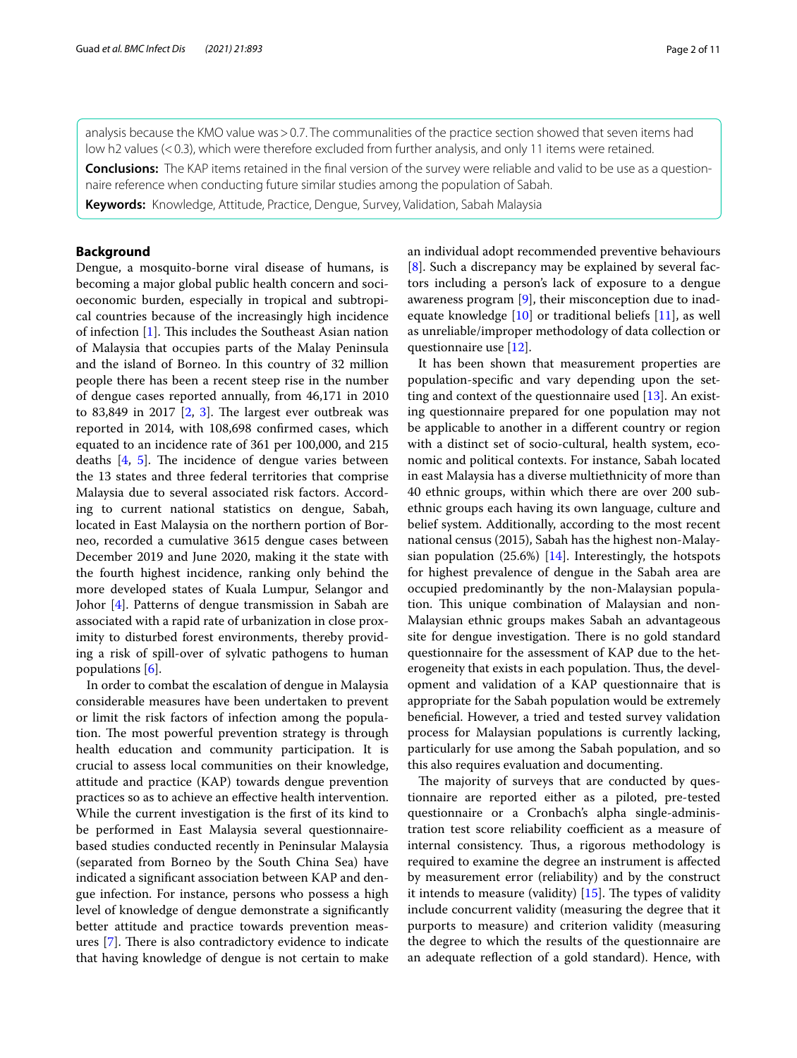analysis because the KMO value was > 0.7. The communalities of the practice section showed that seven items had low h2 values (< 0.3), which were therefore excluded from further analysis, and only 11 items were retained.

**Conclusions:** The KAP items retained in the final version of the survey were reliable and valid to be use as a questionnaire reference when conducting future similar studies among the population of Sabah.

**Keywords:** Knowledge, Attitude, Practice, Dengue, Survey, Validation, Sabah Malaysia

## Background

Dengue, a mosquito-borne viral disease of humans, is becoming a major global public health concern and socioeconomic burden, especially in tropical and subtropical countries because of the increasingly high incidence of infection [1]. This includes the Southeast Asian nation of Malaysia that occupies parts of the Malay Peninsula and the island of Borneo. In this country of 32 million people there has been a recent steep rise in the number of dengue cases reported annually, from 46,171 in 2010 to 83,849 in 2017 [2, 3]. The largest ever outbreak was reported in 2014, with 108,698 confirmed cases, which equated to an incidence rate of 361 per 100,000, and 215 deaths [4, 5]. The incidence of dengue varies between the 13 states and three federal territories that comprise Malaysia due to several associated risk factors. According to current national statistics on dengue, Sabah, located in East Malaysia on the northern portion of Borneo, recorded a cumulative 3615 dengue cases between December 2019 and June 2020, making it the state with the fourth highest incidence, ranking only behind the more developed states of Kuala Lumpur, Selangor and Johor [4]. Patterns of dengue transmission in Sabah are associated with a rapid rate of urbanization in close proximity to disturbed forest environments, thereby providing a risk of spill-over of sylvatic pathogens to human populations [6].

In order to combat the escalation of dengue in Malaysia considerable measures have been undertaken to prevent or limit the risk factors of infection among the population. The most powerful prevention strategy is through health education and community participation. It is crucial to assess local communities on their knowledge, attitude and practice (KAP) towards dengue prevention practices so as to achieve an effective health intervention. While the current investigation is the first of its kind to be performed in East Malaysia several questionnaire-based studies conducted recently in Peninsular Malaysia (separated from Borneo by the South China Sea) have indicated a significant association between KAP and dengue infection. For instance, persons who possess a high level of knowledge of dengue demonstrate a significantly better attitude and practice towards prevention measures [7]. There is also contradictory evidence to indicate that having knowledge of dengue is not certain to make an individual adopt recommended preventive behaviours [8]. Such a discrepancy may be explained by several factors including a person's lack of exposure to a dengue awareness program [9], their misconception due to inadequate knowledge [10] or traditional beliefs [11], as well as unreliable/improper methodology of data collection or questionnaire use [12].

It has been shown that measurement properties are population-specific and vary depending upon the setting and context of the questionnaire used [13]. An existing questionnaire prepared for one population may not be applicable to another in a different country or region with a distinct set of socio-cultural, health system, economic and political contexts. For instance, Sabah located in east Malaysia has a diverse multiethnicity of more than 40 ethnic groups, within which there are over 200 sub-ethnic groups each having its own language, culture and belief system. Additionally, according to the most recent national census (2015), Sabah has the highest non-Malaysian population (25.6%) [14]. Interestingly, the hotspots for highest prevalence of dengue in the Sabah area are occupied predominantly by the non-Malaysian population. This unique combination of Malaysian and non-Malaysian ethnic groups makes Sabah an advantageous site for dengue investigation. There is no gold standard questionnaire for the assessment of KAP due to the heterogeneity that exists in each population. Thus, the development and validation of a KAP questionnaire that is appropriate for the Sabah population would be extremely beneficial. However, a tried and tested survey validation process for Malaysian populations is currently lacking, particularly for use among the Sabah population, and so this also requires evaluation and documenting.

The majority of surveys that are conducted by questionnaire are reported either as a piloted, pre-tested questionnaire or a Cronbach's alpha single-administration test score reliability coefficient as a measure of internal consistency. Thus, a rigorous methodology is required to examine the degree an instrument is affected by measurement error (reliability) and by the construct it intends to measure (validity) [15]. The types of validity include concurrent validity (measuring the degree that it purports to measure) and criterion validity (measuring the degree to which the results of the questionnaire are an adequate reflection of a gold standard). Hence, with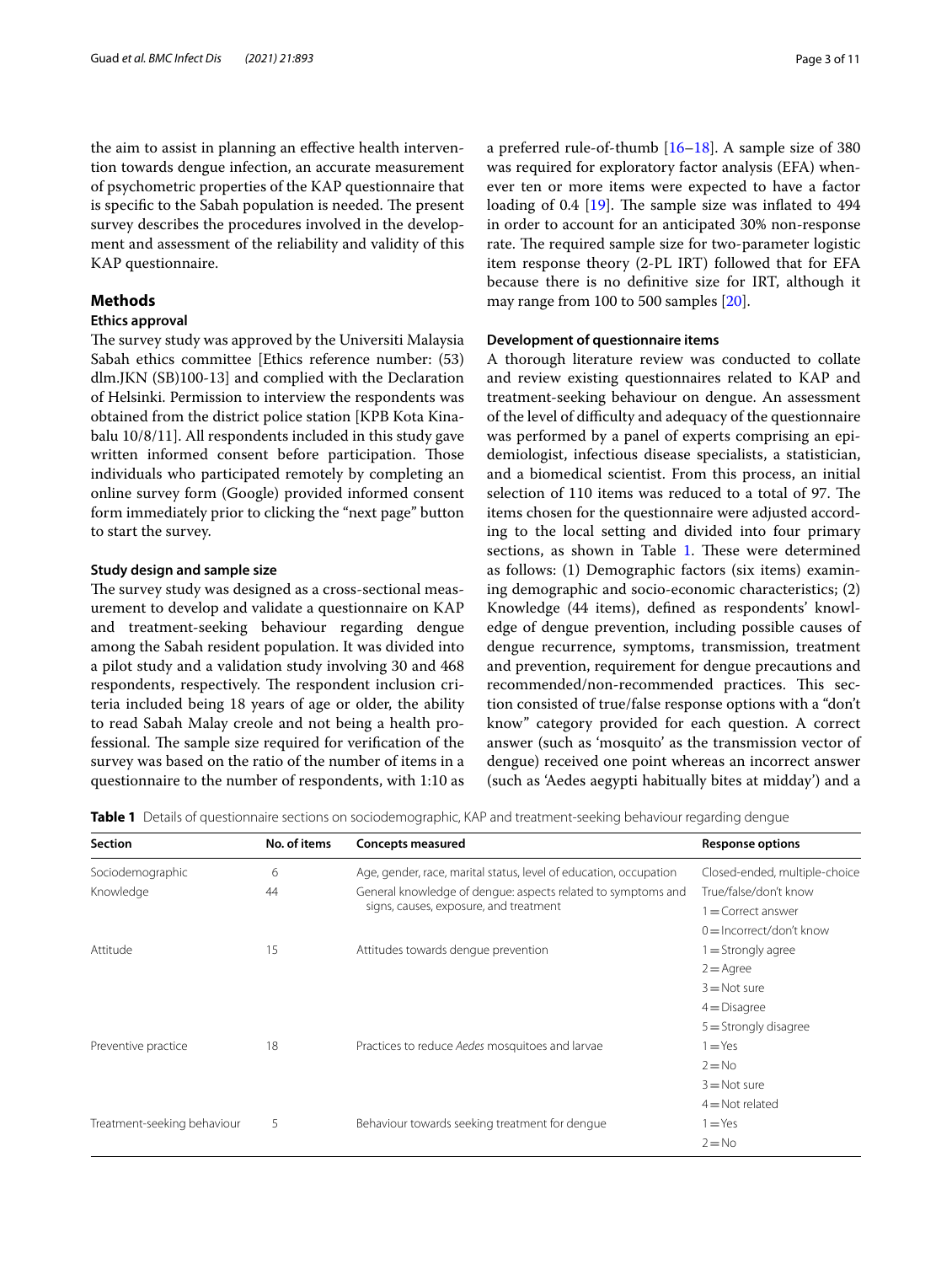the aim to assist in planning an effective health intervention towards dengue infection, an accurate measurement of psychometric properties of the KAP questionnaire that is specific to the Sabah population is needed. The present survey describes the procedures involved in the development and assessment of the reliability and validity of this KAP questionnaire.

## Methods

### Ethics approval

The survey study was approved by the Universiti Malaysia Sabah ethics committee [Ethics reference number: (53) dlm.JKN (SB)100-13] and complied with the Declaration of Helsinki. Permission to interview the respondents was obtained from the district police station [KPB Kota Kinabalu 10/8/11]. All respondents included in this study gave written informed consent before participation. Those individuals who participated remotely by completing an online survey form (Google) provided informed consent form immediately prior to clicking the "next page" button to start the survey.

### Study design and sample size

The survey study was designed as a cross-sectional measurement to develop and validate a questionnaire on KAP and treatment-seeking behaviour regarding dengue among the Sabah resident population. It was divided into a pilot study and a validation study involving 30 and 468 respondents, respectively. The respondent inclusion criteria included being 18 years of age or older, the ability to read Sabah Malay creole and not being a health professional. The sample size required for verification of the survey was based on the ratio of the number of items in a questionnaire to the number of respondents, with 1:10 as a preferred rule-of-thumb [16–18]. A sample size of 380 was required for exploratory factor analysis (EFA) whenever ten or more items were expected to have a factor loading of 0.4 [19]. The sample size was inflated to 494 in order to account for an anticipated 30% non-response rate. The required sample size for two-parameter logistic item response theory (2-PL IRT) followed that for EFA because there is no definitive size for IRT, although it may range from 100 to 500 samples [20].

### Development of questionnaire items

A thorough literature review was conducted to collate and review existing questionnaires related to KAP and treatment-seeking behaviour on dengue. An assessment of the level of difficulty and adequacy of the questionnaire was performed by a panel of experts comprising an epidemiologist, infectious disease specialists, a statistician, and a biomedical scientist. From this process, an initial selection of 110 items was reduced to a total of 97. The items chosen for the questionnaire were adjusted according to the local setting and divided into four primary sections, as shown in Table 1. These were determined as follows: (1) Demographic factors (six items) examining demographic and socio-economic characteristics; (2) Knowledge (44 items), defined as respondents' knowledge of dengue prevention, including possible causes of dengue recurrence, symptoms, transmission, treatment and prevention, requirement for dengue precautions and recommended/non-recommended practices. This section consisted of true/false response options with a "don't know" category provided for each question. A correct answer (such as 'mosquito' as the transmission vector of dengue) received one point whereas an incorrect answer (such as 'Aedes aegypti habitually bites at midday') and a

**Table 1** Details of questionnaire sections on sociodemographic, KAP and treatment-seeking behaviour regarding dengue

| Section | No. of items | Concepts measured | Response options |
|---|---|---|---|
| Sociodemographic | 6 | Age, gender, race, marital status, level of education, occupation | Closed-ended, multiple-choice |
| Knowledge | 44 | General knowledge of dengue: aspects related to symptoms and signs, causes, exposure, and treatment | True/false/don't know |
| | | | 1 = Correct answer |
| | | | 0 = Incorrect/don't know |
| Attitude | 15 | Attitudes towards dengue prevention | 1 = Strongly agree |
| | | | 2 = Agree |
| | | | 3 = Not sure |
| | | | 4 = Disagree |
| | | | 5 = Strongly disagree |
| Preventive practice | 18 | Practices to reduce *Aedes* mosquitoes and larvae | 1 = Yes |
| | | | 2 = No |
| | | | 3 = Not sure |
| | | | 4 = Not related |
| Treatment-seeking behaviour | 5 | Behaviour towards seeking treatment for dengue | 1 = Yes |
| | | | 2 = No |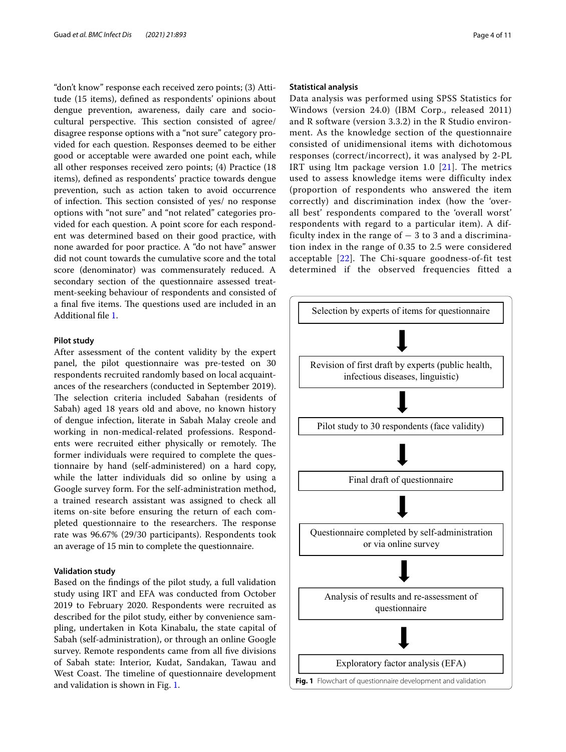"don't know" response each received zero points; (3) Attitude (15 items), defined as respondents' opinions about dengue prevention, awareness, daily care and sociocultural perspective. This section consisted of agree/disagree response options with a "not sure" category provided for each question. Responses deemed to be either good or acceptable were awarded one point each, while all other responses received zero points; (4) Practice (18 items), defined as respondents' practice towards dengue prevention, such as action taken to avoid occurrence of infection. This section consisted of yes/ no response options with "not sure" and "not related" categories provided for each question. A point score for each respondent was determined based on their good practice, with none awarded for poor practice. A "do not have" answer did not count towards the cumulative score and the total score (denominator) was commensurately reduced. A secondary section of the questionnaire assessed treatment-seeking behaviour of respondents and consisted of a final five items. The questions used are included in an Additional file 1.

### Pilot study

After assessment of the content validity by the expert panel, the pilot questionnaire was pre-tested on 30 respondents recruited randomly based on local acquaintances of the researchers (conducted in September 2019). The selection criteria included Sabahan (residents of Sabah) aged 18 years old and above, no known history of dengue infection, literate in Sabah Malay creole and working in non-medical-related professions. Respondents were recruited either physically or remotely. The former individuals were required to complete the questionnaire by hand (self-administered) on a hard copy, while the latter individuals did so online by using a Google survey form. For the self-administration method, a trained research assistant was assigned to check all items on-site before ensuring the return of each completed questionnaire to the researchers. The response rate was 96.67% (29/30 participants). Respondents took an average of 15 min to complete the questionnaire.

### Validation study

Based on the findings of the pilot study, a full validation study using IRT and EFA was conducted from October 2019 to February 2020. Respondents were recruited as described for the pilot study, either by convenience sampling, undertaken in Kota Kinabalu, the state capital of Sabah (self-administration), or through an online Google survey. Remote respondents came from all five divisions of Sabah state: Interior, Kudat, Sandakan, Tawau and West Coast. The timeline of questionnaire development and validation is shown in Fig. 1.

### Statistical analysis

Data analysis was performed using SPSS Statistics for Windows (version 24.0) (IBM Corp., released 2011) and R software (version 3.3.2) in the R Studio environment. As the knowledge section of the questionnaire consisted of unidimensional items with dichotomous responses (correct/incorrect), it was analysed by 2-PL IRT using ltm package version 1.0 [21]. The metrics used to assess knowledge items were difficulty index (proportion of respondents who answered the item correctly) and discrimination index (how the 'overall best' respondents compared to the 'overall worst' respondents with regard to a particular item). A difficulty index in the range of − 3 to 3 and a discrimination index in the range of 0.35 to 2.5 were considered acceptable [22]. The Chi-square goodness-of-fit test determined if the observed frequencies fitted a

Selection by experts of items for questionnaire

↓

Revision of first draft by experts (public health, infectious diseases, linguistic)

↓

Pilot study to 30 respondents (face validity)

↓

Final draft of questionnaire

↓

Questionnaire completed by self-administration or via online survey

↓

Analysis of results and re-assessment of questionnaire

↓

Exploratory factor analysis (EFA)

**Fig. 1** Flowchart of questionnaire development and validation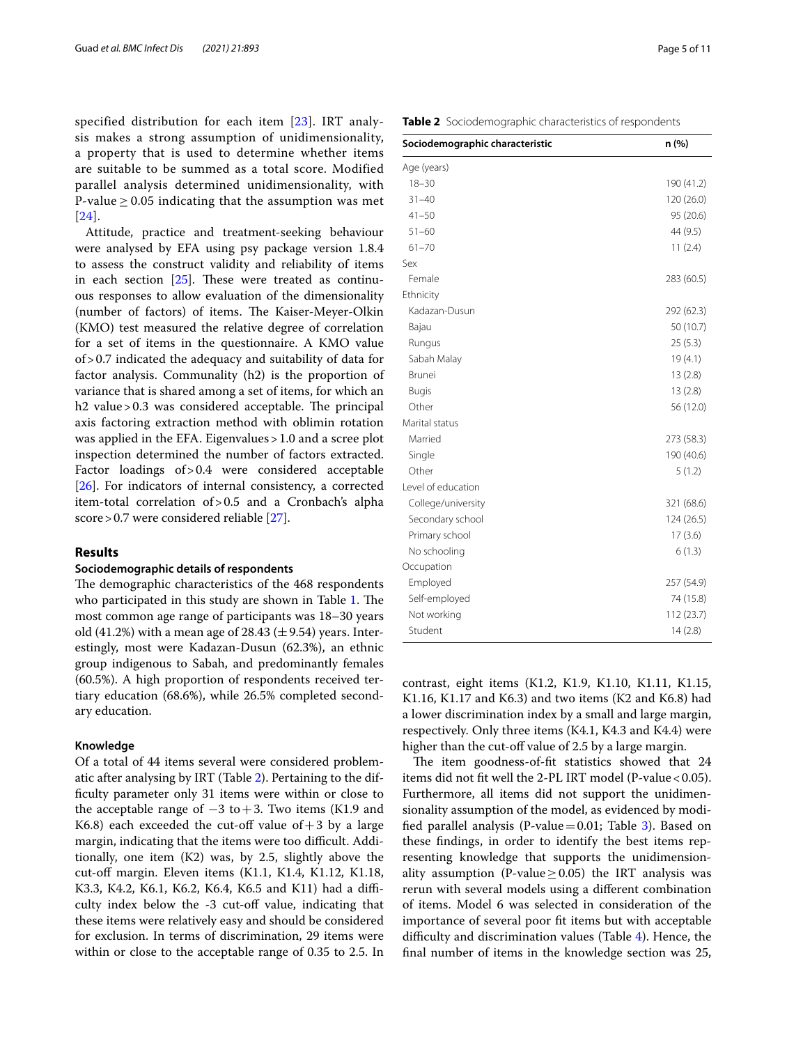specified distribution for each item [23]. IRT analysis makes a strong assumption of unidimensionality, a property that is used to determine whether items are suitable to be summed as a total score. Modified parallel analysis determined unidimensionality, with P-value ≥ 0.05 indicating that the assumption was met [24].

Attitude, practice and treatment-seeking behaviour were analysed by EFA using psy package version 1.8.4 to assess the construct validity and reliability of items in each section [25]. These were treated as continuous responses to allow evaluation of the dimensionality (number of factors) of items. The Kaiser-Meyer-Olkin (KMO) test measured the relative degree of correlation for a set of items in the questionnaire. A KMO value of > 0.7 indicated the adequacy and suitability of data for factor analysis. Communality (h2) is the proportion of variance that is shared among a set of items, for which an h2 value > 0.3 was considered acceptable. The principal axis factoring extraction method with oblimin rotation was applied in the EFA. Eigenvalues > 1.0 and a scree plot inspection determined the number of factors extracted. Factor loadings of > 0.4 were considered acceptable [26]. For indicators of internal consistency, a corrected item-total correlation of > 0.5 and a Cronbach's alpha score > 0.7 were considered reliable [27].

## Results

### Sociodemographic details of respondents

The demographic characteristics of the 468 respondents who participated in this study are shown in Table 1. The most common age range of participants was 18–30 years old (41.2%) with a mean age of 28.43 (± 9.54) years. Interestingly, most were Kadazan-Dusun (62.3%), an ethnic group indigenous to Sabah, and predominantly females (60.5%). A high proportion of respondents received tertiary education (68.6%), while 26.5% completed secondary education.

### Knowledge

Of a total of 44 items several were considered problematic after analysing by IRT (Table 2). Pertaining to the difficulty parameter only 31 items were within or close to the acceptable range of −3 to + 3. Two items (K1.9 and K6.8) each exceeded the cut-off value of + 3 by a large margin, indicating that the items were too difficult. Additionally, one item (K2) was, by 2.5, slightly above the cut-off margin. Eleven items (K1.1, K1.4, K1.12, K1.18, K3.3, K4.2, K6.1, K6.2, K6.4, K6.5 and K11) had a difficulty index below the -3 cut-off value, indicating that these items were relatively easy and should be considered for exclusion. In terms of discrimination, 29 items were within or close to the acceptable range of 0.35 to 2.5. In contrast, eight items (K1.2, K1.9, K1.10, K1.11, K1.15, K1.16, K1.17 and K6.3) and two items (K2 and K6.8) had a lower discrimination index by a small and large margin, respectively. Only three items (K4.1, K4.3 and K4.4) were higher than the cut-off value of 2.5 by a large margin.

The item goodness-of-fit statistics showed that 24 items did not fit well the 2-PL IRT model (P-value < 0.05). Furthermore, all items did not support the unidimensionality assumption of the model, as evidenced by modified parallel analysis (P-value = 0.01; Table 3). Based on these findings, in order to identify the best items representing knowledge that supports the unidimensionality assumption (P-value ≥ 0.05) the IRT analysis was rerun with several models using a different combination of items. Model 6 was selected in consideration of the importance of several poor fit items but with acceptable difficulty and discrimination values (Table 4). Hence, the final number of items in the knowledge section was 25,

**Table 2** Sociodemographic characteristics of respondents

| Sociodemographic characteristic | n (%) |
|---|---|
| Age (years) | |
| 18–30 | 190 (41.2) |
| 31–40 | 120 (26.0) |
| 41–50 | 95 (20.6) |
| 51–60 | 44 (9.5) |
| 61–70 | 11 (2.4) |
| Sex | |
| Female | 283 (60.5) |
| Ethnicity | |
| Kadazan-Dusun | 292 (62.3) |
| Bajau | 50 (10.7) |
| Rungus | 25 (5.3) |
| Sabah Malay | 19 (4.1) |
| Brunei | 13 (2.8) |
| Bugis | 13 (2.8) |
| Other | 56 (12.0) |
| Marital status | |
| Married | 273 (58.3) |
| Single | 190 (40.6) |
| Other | 5 (1.2) |
| Level of education | |
| College/university | 321 (68.6) |
| Secondary school | 124 (26.5) |
| Primary school | 17 (3.6) |
| No schooling | 6 (1.3) |
| Occupation | |
| Employed | 257 (54.9) |
| Self-employed | 74 (15.8) |
| Not working | 112 (23.7) |
| Student | 14 (2.8) |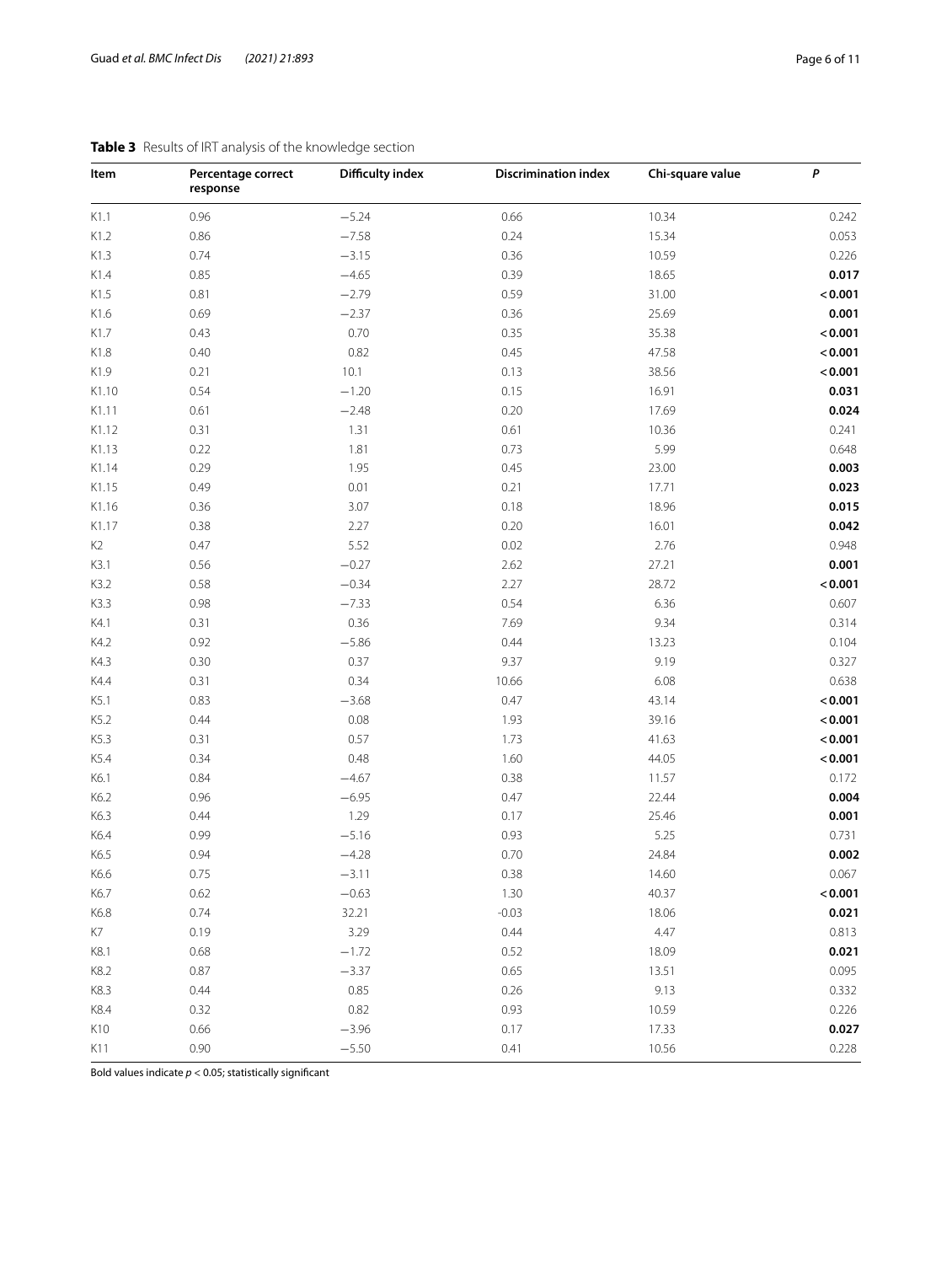**Table 3** Results of IRT analysis of the knowledge section

| Item | Percentage correct response | Difficulty index | Discrimination index | Chi-square value | *P* |
|---|---|---|---|---|---|
| K1.1 | 0.96 | −5.24 | 0.66 | 10.34 | 0.242 |
| K1.2 | 0.86 | −7.58 | 0.24 | 15.34 | 0.053 |
| K1.3 | 0.74 | −3.15 | 0.36 | 10.59 | 0.226 |
| K1.4 | 0.85 | −4.65 | 0.39 | 18.65 | **0.017** |
| K1.5 | 0.81 | −2.79 | 0.59 | 31.00 | **< 0.001** |
| K1.6 | 0.69 | −2.37 | 0.36 | 25.69 | **0.001** |
| K1.7 | 0.43 | 0.70 | 0.35 | 35.38 | **< 0.001** |
| K1.8 | 0.40 | 0.82 | 0.45 | 47.58 | **< 0.001** |
| K1.9 | 0.21 | 10.1 | 0.13 | 38.56 | **< 0.001** |
| K1.10 | 0.54 | −1.20 | 0.15 | 16.91 | **0.031** |
| K1.11 | 0.61 | −2.48 | 0.20 | 17.69 | **0.024** |
| K1.12 | 0.31 | 1.31 | 0.61 | 10.36 | 0.241 |
| K1.13 | 0.22 | 1.81 | 0.73 | 5.99 | 0.648 |
| K1.14 | 0.29 | 1.95 | 0.45 | 23.00 | **0.003** |
| K1.15 | 0.49 | 0.01 | 0.21 | 17.71 | **0.023** |
| K1.16 | 0.36 | 3.07 | 0.18 | 18.96 | **0.015** |
| K1.17 | 0.38 | 2.27 | 0.20 | 16.01 | **0.042** |
| K2 | 0.47 | 5.52 | 0.02 | 2.76 | 0.948 |
| K3.1 | 0.56 | −0.27 | 2.62 | 27.21 | **0.001** |
| K3.2 | 0.58 | −0.34 | 2.27 | 28.72 | **< 0.001** |
| K3.3 | 0.98 | −7.33 | 0.54 | 6.36 | 0.607 |
| K4.1 | 0.31 | 0.36 | 7.69 | 9.34 | 0.314 |
| K4.2 | 0.92 | −5.86 | 0.44 | 13.23 | 0.104 |
| K4.3 | 0.30 | 0.37 | 9.37 | 9.19 | 0.327 |
| K4.4 | 0.31 | 0.34 | 10.66 | 6.08 | 0.638 |
| K5.1 | 0.83 | −3.68 | 0.47 | 43.14 | **< 0.001** |
| K5.2 | 0.44 | 0.08 | 1.93 | 39.16 | **< 0.001** |
| K5.3 | 0.31 | 0.57 | 1.73 | 41.63 | **< 0.001** |
| K5.4 | 0.34 | 0.48 | 1.60 | 44.05 | **< 0.001** |
| K6.1 | 0.84 | −4.67 | 0.38 | 11.57 | 0.172 |
| K6.2 | 0.96 | −6.95 | 0.47 | 22.44 | **0.004** |
| K6.3 | 0.44 | 1.29 | 0.17 | 25.46 | **0.001** |
| K6.4 | 0.99 | −5.16 | 0.93 | 5.25 | 0.731 |
| K6.5 | 0.94 | −4.28 | 0.70 | 24.84 | **0.002** |
| K6.6 | 0.75 | −3.11 | 0.38 | 14.60 | 0.067 |
| K6.7 | 0.62 | −0.63 | 1.30 | 40.37 | **< 0.001** |
| K6.8 | 0.74 | 32.21 | -0.03 | 18.06 | **0.021** |
| K7 | 0.19 | 3.29 | 0.44 | 4.47 | 0.813 |
| K8.1 | 0.68 | −1.72 | 0.52 | 18.09 | **0.021** |
| K8.2 | 0.87 | −3.37 | 0.65 | 13.51 | 0.095 |
| K8.3 | 0.44 | 0.85 | 0.26 | 9.13 | 0.332 |
| K8.4 | 0.32 | 0.82 | 0.93 | 10.59 | 0.226 |
| K10 | 0.66 | −3.96 | 0.17 | 17.33 | **0.027** |
| K11 | 0.90 | −5.50 | 0.41 | 10.56 | 0.228 |

Bold values indicate $p < 0.05$; statistically significant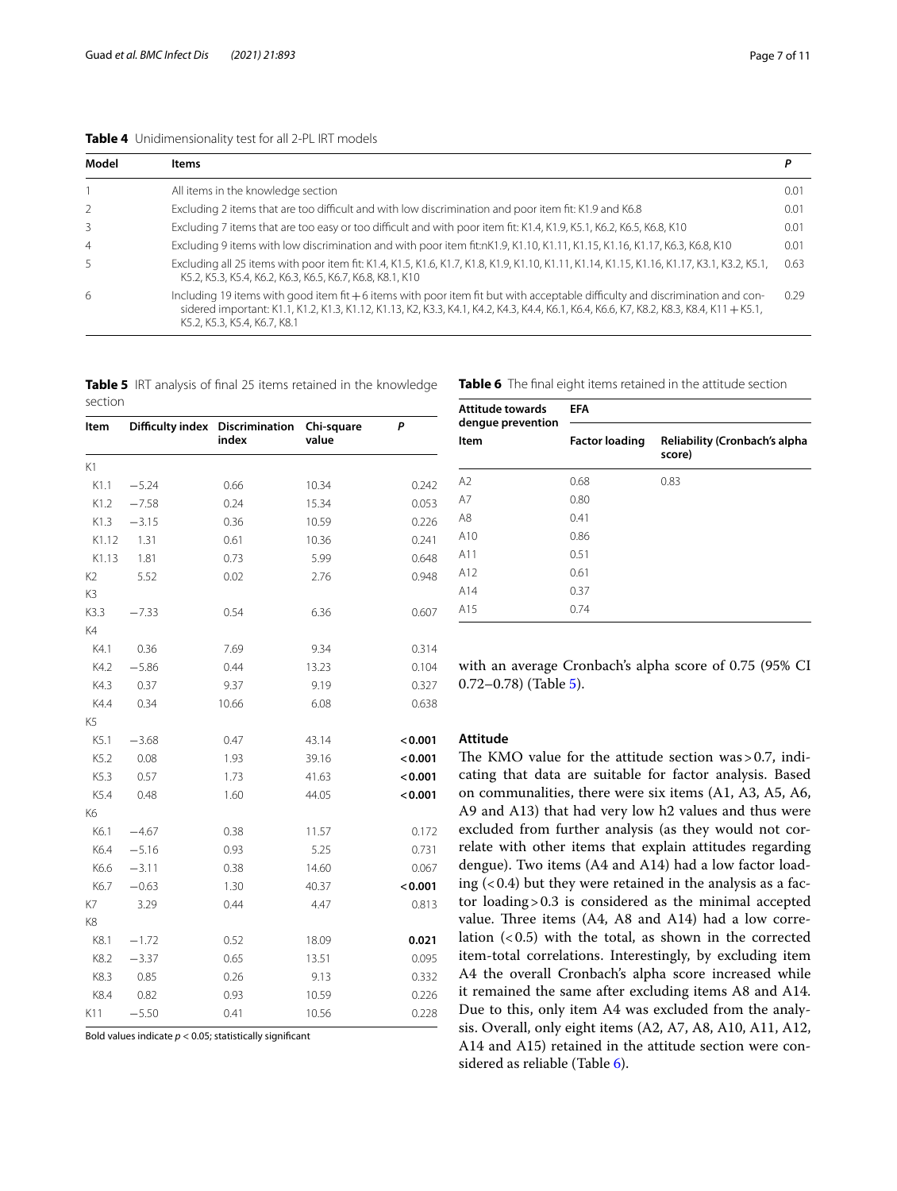**Table 4** Unidimensionality test for all 2-PL IRT models

| Model | Items | P |
|---|---|---|
| 1 | All items in the knowledge section | 0.01 |
| 2 | Excluding 2 items that are too difficult and with low discrimination and poor item fit: K1.9 and K6.8 | 0.01 |
| 3 | Excluding 7 items that are too easy or too difficult and with poor item fit: K1.4, K1.9, K5.1, K6.2, K6.5, K6.8, K10 | 0.01 |
| 4 | Excluding 9 items with low discrimination and with poor item fit:nK1.9, K1.10, K1.11, K1.15, K1.16, K1.17, K6.3, K6.8, K10 | 0.01 |
| 5 | Excluding all 25 items with poor item fit: K1.4, K1.5, K1.6, K1.7, K1.8, K1.9, K1.10, K1.11, K1.14, K1.15, K1.16, K1.17, K3.1, K3.2, K5.1, K5.2, K5.3, K5.4, K6.2, K6.3, K6.5, K6.7, K6.8, K8.1, K10 | 0.63 |
| 6 | Including 19 items with good item fit + 6 items with poor item fit but with acceptable difficulty and discrimination and considered important: K1.1, K1.2, K1.3, K1.12, K1.13, K2, K3.3, K4.1, K4.2, K4.3, K4.4, K6.1, K6.4, K6.6, K7, K8.2, K8.3, K8.4, K11 + K5.1, K5.2, K5.3, K5.4, K6.7, K8.1 | 0.29 |

**Table 5** IRT analysis of final 25 items retained in the knowledge section

| Item | Difficulty index | Discrimination index | Chi-square value | P |
|---|---|---|---|---|
| K1 | | | | |
| K1.1 | −5.24 | 0.66 | 10.34 | 0.242 |
| K1.2 | −7.58 | 0.24 | 15.34 | 0.053 |
| K1.3 | −3.15 | 0.36 | 10.59 | 0.226 |
| K1.12 | 1.31 | 0.61 | 10.36 | 0.241 |
| K1.13 | 1.81 | 0.73 | 5.99 | 0.648 |
| K2 | 5.52 | 0.02 | 2.76 | 0.948 |
| K3 | | | | |
| K3.3 | −7.33 | 0.54 | 6.36 | 0.607 |
| K4 | | | | |
| K4.1 | 0.36 | 7.69 | 9.34 | 0.314 |
| K4.2 | −5.86 | 0.44 | 13.23 | 0.104 |
| K4.3 | 0.37 | 9.37 | 9.19 | 0.327 |
| K4.4 | 0.34 | 10.66 | 6.08 | 0.638 |
| K5 | | | | |
| K5.1 | −3.68 | 0.47 | 43.14 | **< 0.001** |
| K5.2 | 0.08 | 1.93 | 39.16 | **< 0.001** |
| K5.3 | 0.57 | 1.73 | 41.63 | **< 0.001** |
| K5.4 | 0.48 | 1.60 | 44.05 | **< 0.001** |
| K6 | | | | |
| K6.1 | −4.67 | 0.38 | 11.57 | 0.172 |
| K6.4 | −5.16 | 0.93 | 5.25 | 0.731 |
| K6.6 | −3.11 | 0.38 | 14.60 | 0.067 |
| K6.7 | −0.63 | 1.30 | 40.37 | **< 0.001** |
| K7 | 3.29 | 0.44 | 4.47 | 0.813 |
| K8 | | | | |
| K8.1 | −1.72 | 0.52 | 18.09 | **0.021** |
| K8.2 | −3.37 | 0.65 | 13.51 | 0.095 |
| K8.3 | 0.85 | 0.26 | 9.13 | 0.332 |
| K8.4 | 0.82 | 0.93 | 10.59 | 0.226 |
| K11 | −5.50 | 0.41 | 10.56 | 0.228 |

Bold values indicate $p < 0.05$; statistically significant

**Table 6** The final eight items retained in the attitude section

| Attitude towards dengue prevention | EFA | |
|---|---|---|
| Item | Factor loading | Reliability (Cronbach's alpha score) |
| A2 | 0.68 | 0.83 |
| A7 | 0.80 | |
| A8 | 0.41 | |
| A10 | 0.86 | |
| A11 | 0.51 | |
| A12 | 0.61 | |
| A14 | 0.37 | |
| A15 | 0.74 | |

with an average Cronbach's alpha score of 0.75 (95% CI 0.72–0.78) (Table 5).

### Attitude

The KMO value for the attitude section was > 0.7, indicating that data are suitable for factor analysis. Based on communalities, there were six items (A1, A3, A5, A6, A9 and A13) that had very low h2 values and thus were excluded from further analysis (as they would not correlate with other items that explain attitudes regarding dengue). Two items (A4 and A14) had a low factor loading (< 0.4) but they were retained in the analysis as a factor loading > 0.3 is considered as the minimal accepted value. Three items (A4, A8 and A14) had a low correlation (< 0.5) with the total, as shown in the corrected item-total correlations. Interestingly, by excluding item A4 the overall Cronbach's alpha score increased while it remained the same after excluding items A8 and A14. Due to this, only item A4 was excluded from the analysis. Overall, only eight items (A2, A7, A8, A10, A11, A12, A14 and A15) retained in the attitude section were considered as reliable (Table 6).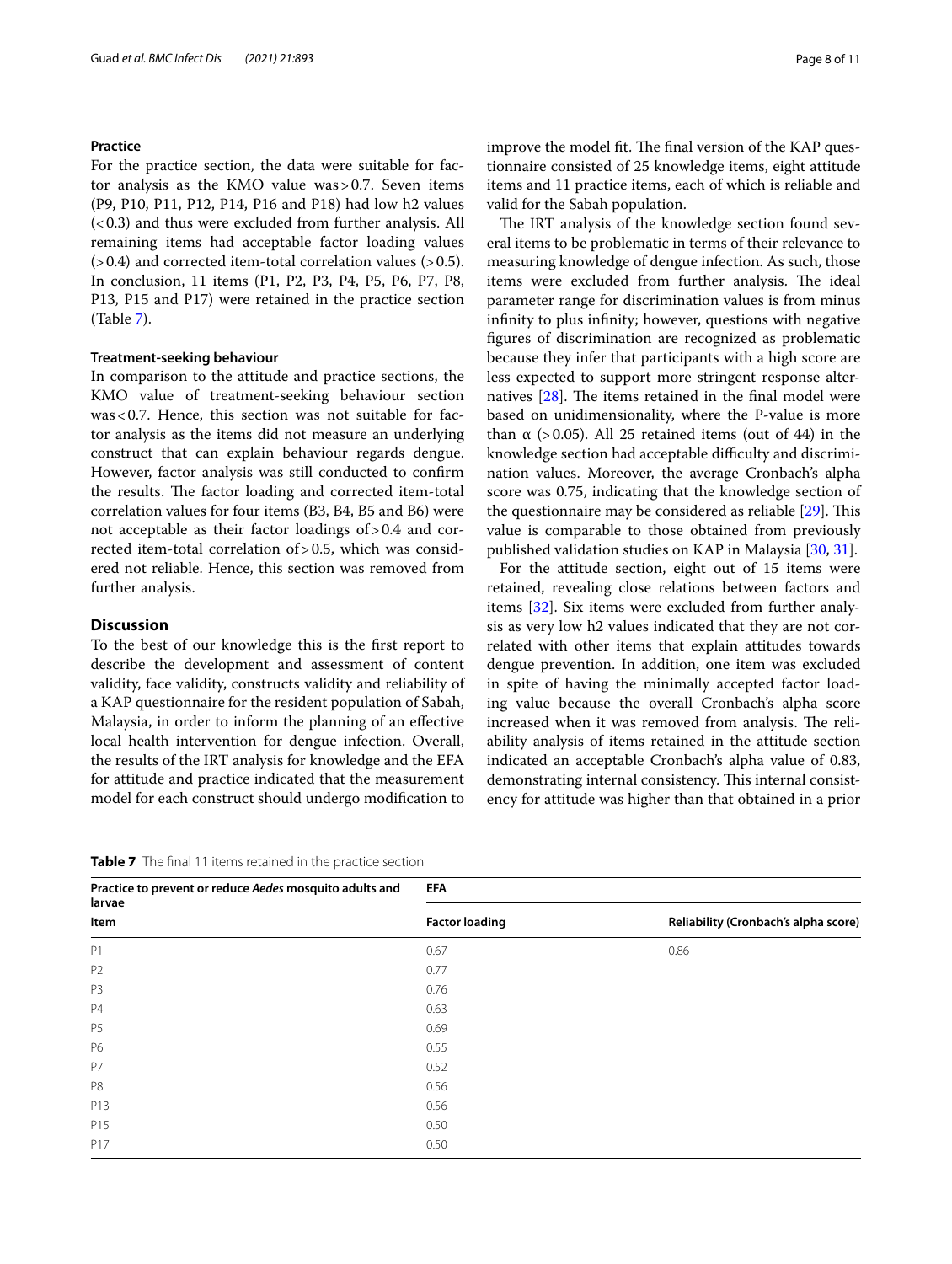### Practice

For the practice section, the data were suitable for factor analysis as the KMO value was > 0.7. Seven items (P9, P10, P11, P12, P14, P16 and P18) had low h2 values (< 0.3) and thus were excluded from further analysis. All remaining items had acceptable factor loading values (> 0.4) and corrected item-total correlation values (> 0.5). In conclusion, 11 items (P1, P2, P3, P4, P5, P6, P7, P8, P13, P15 and P17) were retained in the practice section (Table 7).

### Treatment-seeking behaviour

In comparison to the attitude and practice sections, the KMO value of treatment-seeking behaviour section was < 0.7. Hence, this section was not suitable for factor analysis as the items did not measure an underlying construct that can explain behaviour regards dengue. However, factor analysis was still conducted to confirm the results. The factor loading and corrected item-total correlation values for four items (B3, B4, B5 and B6) were not acceptable as their factor loadings of > 0.4 and corrected item-total correlation of > 0.5, which was considered not reliable. Hence, this section was removed from further analysis.

## Discussion

To the best of our knowledge this is the first report to describe the development and assessment of content validity, face validity, constructs validity and reliability of a KAP questionnaire for the resident population of Sabah, Malaysia, in order to inform the planning of an effective local health intervention for dengue infection. Overall, the results of the IRT analysis for knowledge and the EFA for attitude and practice indicated that the measurement model for each construct should undergo modification to improve the model fit. The final version of the KAP questionnaire consisted of 25 knowledge items, eight attitude items and 11 practice items, each of which is reliable and valid for the Sabah population.

The IRT analysis of the knowledge section found several items to be problematic in terms of their relevance to measuring knowledge of dengue infection. As such, those items were excluded from further analysis. The ideal parameter range for discrimination values is from minus infinity to plus infinity; however, questions with negative figures of discrimination are recognized as problematic because they infer that participants with a high score are less expected to support more stringent response alternatives [28]. The items retained in the final model were based on unidimensionality, where the P-value is more than $\alpha$ (> 0.05). All 25 retained items (out of 44) in the knowledge section had acceptable difficulty and discrimination values. Moreover, the average Cronbach's alpha score was 0.75, indicating that the knowledge section of the questionnaire may be considered as reliable [29]. This value is comparable to those obtained from previously published validation studies on KAP in Malaysia [30, 31].

For the attitude section, eight out of 15 items were retained, revealing close relations between factors and items [32]. Six items were excluded from further analysis as very low h2 values indicated that they are not correlated with other items that explain attitudes towards dengue prevention. In addition, one item was excluded in spite of having the minimally accepted factor loading value because the overall Cronbach's alpha score increased when it was removed from analysis. The reliability analysis of items retained in the attitude section indicated an acceptable Cronbach's alpha value of 0.83, demonstrating internal consistency. This internal consistency for attitude was higher than that obtained in a prior

**Table 7** The final 11 items retained in the practice section

| Practice to prevent or reduce *Aedes* mosquito adults and larvae | EFA | |
|---|---|---|
| Item | Factor loading | Reliability (Cronbach's alpha score) |
| P1 | 0.67 | 0.86 |
| P2 | 0.77 | |
| P3 | 0.76 | |
| P4 | 0.63 | |
| P5 | 0.69 | |
| P6 | 0.55 | |
| P7 | 0.52 | |
| P8 | 0.56 | |
| P13 | 0.56 | |
| P15 | 0.50 | |
| P17 | 0.50 | |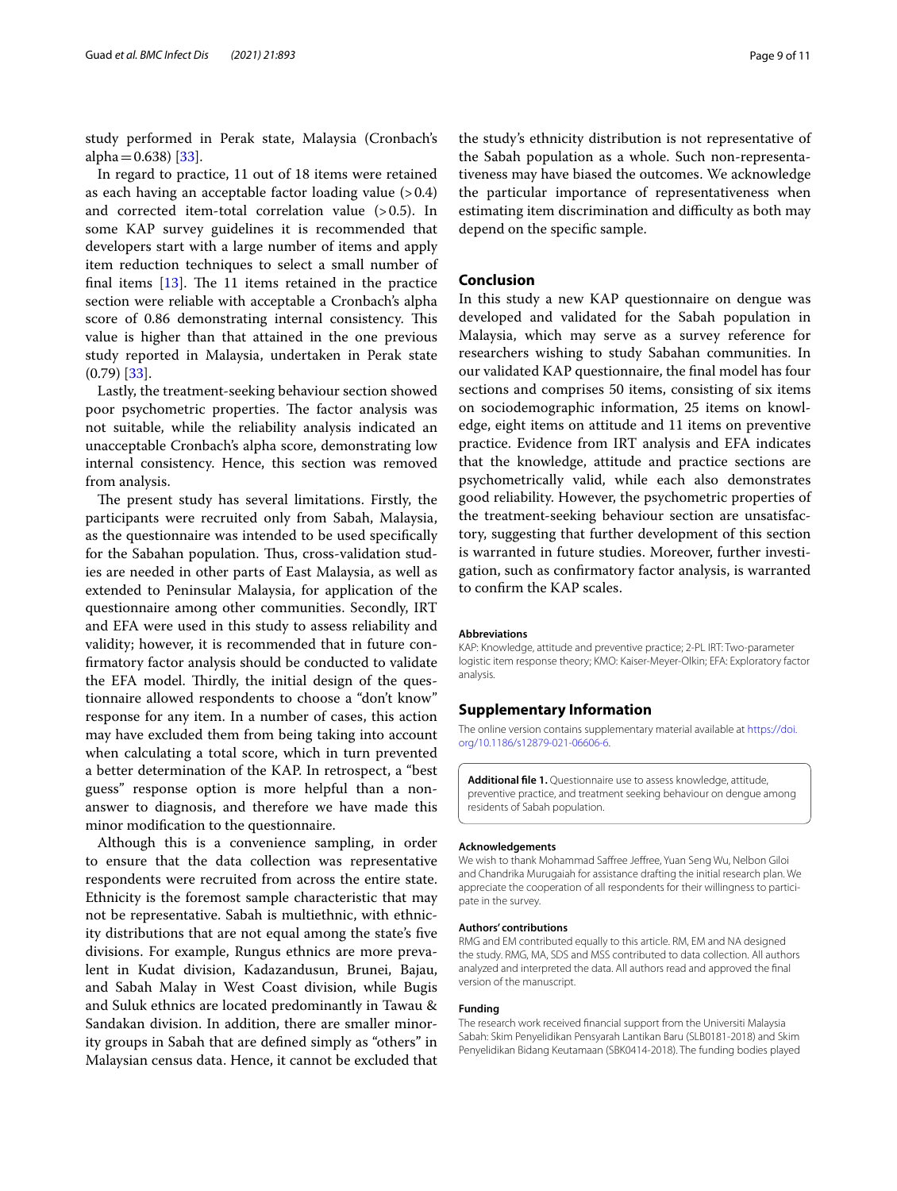study performed in Perak state, Malaysia (Cronbach's alpha = 0.638) [33].

In regard to practice, 11 out of 18 items were retained as each having an acceptable factor loading value (> 0.4) and corrected item-total correlation value (> 0.5). In some KAP survey guidelines it is recommended that developers start with a large number of items and apply item reduction techniques to select a small number of final items [13]. The 11 items retained in the practice section were reliable with acceptable a Cronbach's alpha score of 0.86 demonstrating internal consistency. This value is higher than that attained in the one previous study reported in Malaysia, undertaken in Perak state (0.79) [33].

Lastly, the treatment-seeking behaviour section showed poor psychometric properties. The factor analysis was not suitable, while the reliability analysis indicated an unacceptable Cronbach's alpha score, demonstrating low internal consistency. Hence, this section was removed from analysis.

The present study has several limitations. Firstly, the participants were recruited only from Sabah, Malaysia, as the questionnaire was intended to be used specifically for the Sabahan population. Thus, cross-validation studies are needed in other parts of East Malaysia, as well as extended to Peninsular Malaysia, for application of the questionnaire among other communities. Secondly, IRT and EFA were used in this study to assess reliability and validity; however, it is recommended that in future confirmatory factor analysis should be conducted to validate the EFA model. Thirdly, the initial design of the questionnaire allowed respondents to choose a "don't know" response for any item. In a number of cases, this action may have excluded them from being taking into account when calculating a total score, which in turn prevented a better determination of the KAP. In retrospect, a "best guess" response option is more helpful than a non-answer to diagnosis, and therefore we have made this minor modification to the questionnaire.

Although this is a convenience sampling, in order to ensure that the data collection was representative respondents were recruited from across the entire state. Ethnicity is the foremost sample characteristic that may not be representative. Sabah is multiethnic, with ethnicity distributions that are not equal among the state's five divisions. For example, Rungus ethnics are more prevalent in Kudat division, Kadazandusun, Brunei, Bajau, and Sabah Malay in West Coast division, while Bugis and Suluk ethnics are located predominantly in Tawau & Sandakan division. In addition, there are smaller minority groups in Sabah that are defined simply as "others" in Malaysian census data. Hence, it cannot be excluded that the study's ethnicity distribution is not representative of the Sabah population as a whole. Such non-representativeness may have biased the outcomes. We acknowledge the particular importance of representativeness when estimating item discrimination and difficulty as both may depend on the specific sample.

## Conclusion

In this study a new KAP questionnaire on dengue was developed and validated for the Sabah population in Malaysia, which may serve as a survey reference for researchers wishing to study Sabahan communities. In our validated KAP questionnaire, the final model has four sections and comprises 50 items, consisting of six items on sociodemographic information, 25 items on knowledge, eight items on attitude and 11 items on preventive practice. Evidence from IRT analysis and EFA indicates that the knowledge, attitude and practice sections are psychometrically valid, while each also demonstrates good reliability. However, the psychometric properties of the treatment-seeking behaviour section are unsatisfactory, suggesting that further development of this section is warranted in future studies. Moreover, further investigation, such as confirmatory factor analysis, is warranted to confirm the KAP scales.

#### Abbreviations

KAP: Knowledge, attitude and preventive practice; 2-PL IRT: Two-parameter logistic item response theory; KMO: Kaiser-Meyer-Olkin; EFA: Exploratory factor analysis.

## Supplementary Information

The online version contains supplementary material available at https://doi.org/10.1186/s12879-021-06606-6.

**Additional file 1.** Questionnaire use to assess knowledge, attitude, preventive practice, and treatment seeking behaviour on dengue among residents of Sabah population.

#### Acknowledgements

We wish to thank Mohammad Saffree Jeffree, Yuan Seng Wu, Nelbon Giloi and Chandrika Murugaiah for assistance drafting the initial research plan. We appreciate the cooperation of all respondents for their willingness to participate in the survey.

#### Authors' contributions

RMG and EM contributed equally to this article. RM, EM and NA designed the study. RMG, MA, SDS and MSS contributed to data collection. All authors analyzed and interpreted the data. All authors read and approved the final version of the manuscript.

#### Funding

The research work received financial support from the Universiti Malaysia Sabah: Skim Penyelidikan Pensyarah Lantikan Baru (SLB0181-2018) and Skim Penyelidikan Bidang Keutamaan (SBK0414-2018). The funding bodies played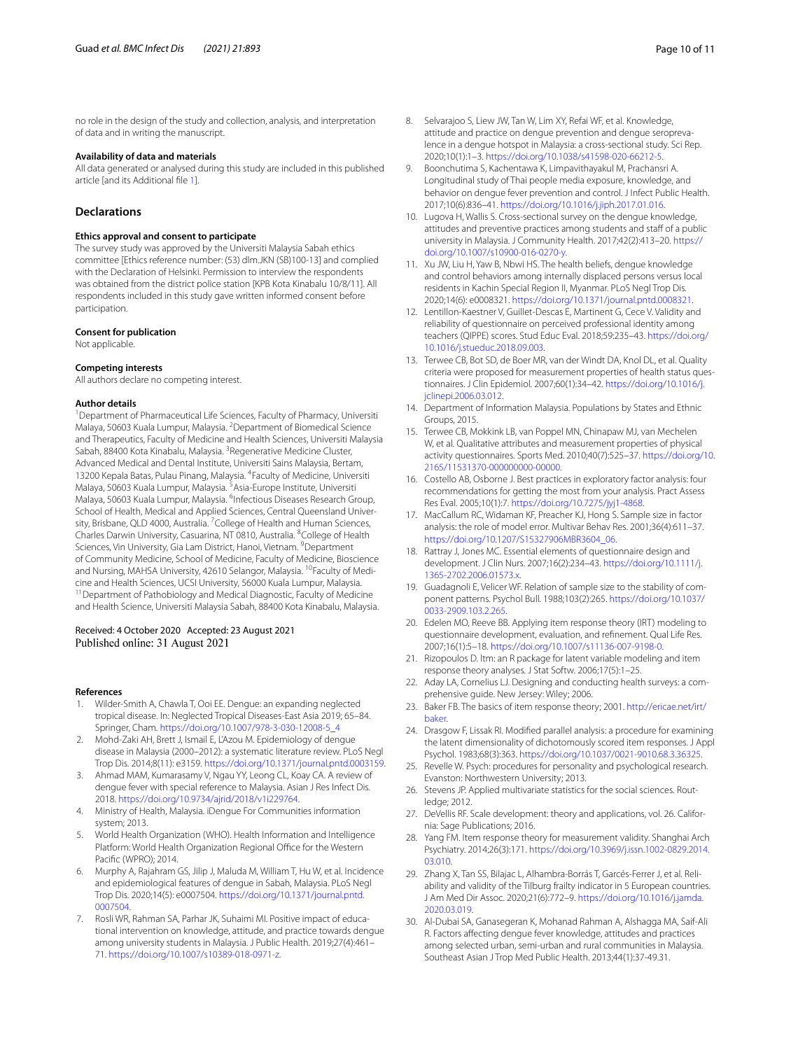no role in the design of the study and collection, analysis, and interpretation of data and in writing the manuscript.

**Availability of data and materials**

All data generated or analysed during this study are included in this published article [and its Additional file 1].

## Declarations

**Ethics approval and consent to participate**

The survey study was approved by the Universiti Malaysia Sabah ethics committee [Ethics reference number: (53) dlm.JKN (SB)100-13] and complied with the Declaration of Helsinki. Permission to interview the respondents was obtained from the district police station [KPB Kota Kinabalu 10/8/11]. All respondents included in this study gave written informed consent before participation.

**Consent for publication**

Not applicable.

**Competing interests**

All authors declare no competing interest.

**Author details**

[1] Department of Pharmaceutical Life Sciences, Faculty of Pharmacy, Universiti Malaya, 50603 Kuala Lumpur, Malaysia. [2] Department of Biomedical Science and Therapeutics, Faculty of Medicine and Health Sciences, Universiti Malaysia Sabah, 88400 Kota Kinabalu, Malaysia. [3] Regenerative Medicine Cluster, Advanced Medical and Dental Institute, Universiti Sains Malaysia, Bertam, 13200 Kepala Batas, Pulau Pinang, Malaysia. [4] Faculty of Medicine, Universiti Malaya, 50603 Kuala Lumpur, Malaysia. [5] Asia-Europe Institute, Universiti Malaya, 50603 Kuala Lumpur, Malaysia. [6] Infectious Diseases Research Group, School of Health, Medical and Applied Sciences, Central Queensland University, Brisbane, QLD 4000, Australia. [7] College of Health and Human Sciences, Charles Darwin University, Casuarina, NT 0810, Australia. [8] College of Health Sciences, Vin University, Gia Lam District, Hanoi, Vietnam. [9] Department of Community Medicine, School of Medicine, Faculty of Medicine, Bioscience and Nursing, MAHSA University, 42610 Selangor, Malaysia. [10] Faculty of Medicine and Health Sciences, UCSI University, 56000 Kuala Lumpur, Malaysia. [11] Department of Pathobiology and Medical Diagnostic, Faculty of Medicine and Health Science, Universiti Malaysia Sabah, 88400 Kota Kinabalu, Malaysia.

Received: 4 October 2020 Accepted: 23 August 2021
Published online: 31 August 2021

## References

1. Wilder-Smith A, Chawla T, Ooi EE. Dengue: an expanding neglected tropical disease. In: Neglected Tropical Diseases-East Asia 2019; 65–84. Springer, Cham. https://doi.org/10.1007/978-3-030-12008-5_4
2. Mohd-Zaki AH, Brett J, Ismail E, L'Azou M. Epidemiology of dengue disease in Malaysia (2000–2012): a systematic literature review. PLoS Negl Trop Dis. 2014;8(11): e3159. https://doi.org/10.1371/journal.pntd.0003159.
3. Ahmad MAM, Kumarasamy V, Ngau YY, Leong CL, Koay CA. A review of dengue fever with special reference to Malaysia. Asian J Res Infect Dis. 2018. https://doi.org/10.9734/ajrid/2018/v1i229764.
4. Ministry of Health, Malaysia. iDengue For Communities information system; 2013.
5. World Health Organization (WHO). Health Information and Intelligence Platform: World Health Organization Regional Office for the Western Pacific (WPRO); 2014.
6. Murphy A, Rajahram GS, Jilip J, Maluda M, William T, Hu W, et al. Incidence and epidemiological features of dengue in Sabah, Malaysia. PLoS Negl Trop Dis. 2020;14(5): e0007504. https://doi.org/10.1371/journal.pntd.0007504.
7. Rosli WR, Rahman SA, Parhar JK, Suhaimi MI. Positive impact of educational intervention on knowledge, attitude, and practice towards dengue among university students in Malaysia. J Public Health. 2019;27(4):461–71. https://doi.org/10.1007/s10389-018-0971-z.
8. Selvarajoo S, Liew JW, Tan W, Lim XY, Refai WF, et al. Knowledge, attitude and practice on dengue prevention and dengue seroprevalence in a dengue hotspot in Malaysia: a cross-sectional study. Sci Rep. 2020;10(1):1–3. https://doi.org/10.1038/s41598-020-66212-5.
9. Boonchutima S, Kachentawa K, Limpavithayakul M, Prachansri A. Longitudinal study of Thai people media exposure, knowledge, and behavior on dengue fever prevention and control. J Infect Public Health. 2017;10(6):836–41. https://doi.org/10.1016/j.jiph.2017.01.016.
10. Lugova H, Wallis S. Cross-sectional survey on the dengue knowledge, attitudes and preventive practices among students and staff of a public university in Malaysia. J Community Health. 2017;42(2):413–20. https://doi.org/10.1007/s10900-016-0270-y.
11. Xu JW, Liu H, Yaw B, Nbwi HS. The health beliefs, dengue knowledge and control behaviors among internally displaced persons versus local residents in Kachin Special Region II, Myanmar. PLoS Negl Trop Dis. 2020;14(6): e0008321. https://doi.org/10.1371/journal.pntd.0008321.
12. Lentillon-Kaestner V, Guillet-Descas E, Martinent G, Cece V. Validity and reliability of questionnaire on perceived professional identity among teachers (QIPPE) scores. Stud Educ Eval. 2018;59:235–43. https://doi.org/10.1016/j.stueduc.2018.09.003.
13. Terwee CB, Bot SD, de Boer MR, van der Windt DA, Knol DL, et al. Quality criteria were proposed for measurement properties of health status questionnaires. J Clin Epidemiol. 2007;60(1):34–42. https://doi.org/10.1016/j.jclinepi.2006.03.012.
14. Department of Information Malaysia. Populations by States and Ethnic Groups, 2015.
15. Terwee CB, Mokkink LB, van Poppel MN, Chinapaw MJ, van Mechelen W, et al. Qualitative attributes and measurement properties of physical activity questionnaires. Sports Med. 2010;40(7):525–37. https://doi.org/10.2165/11531370-000000000-00000.
16. Costello AB, Osborne J. Best practices in exploratory factor analysis: four recommendations for getting the most from your analysis. Pract Assess Res Eval. 2005;10(1):7. https://doi.org/10.7275/jyj1-4868.
17. MacCallum RC, Widaman KF, Preacher KJ, Hong S. Sample size in factor analysis: the role of model error. Multivar Behav Res. 2001;36(4):611–37. https://doi.org/10.1207/S15327906MBR3604_06.
18. Rattray J, Jones MC. Essential elements of questionnaire design and development. J Clin Nurs. 2007;16(2):234–43. https://doi.org/10.1111/j.1365-2702.2006.01573.x.
19. Guadagnoli E, Velicer WF. Relation of sample size to the stability of component patterns. Psychol Bull. 1988;103(2):265. https://doi.org/10.1037/0033-2909.103.2.265.
20. Edelen MO, Reeve BB. Applying item response theory (IRT) modeling to questionnaire development, evaluation, and refinement. Qual Life Res. 2007;16(1):5–18. https://doi.org/10.1007/s11136-007-9198-0.
21. Rizopoulos D. ltm: an R package for latent variable modeling and item response theory analyses. J Stat Softw. 2006;17(5):1–25.
22. Aday LA, Cornelius LJ. Designing and conducting health surveys: a comprehensive guide. New Jersey: Wiley; 2006.
23. Baker FB. The basics of item response theory; 2001. http://ericae.net/irt/baker.
24. Drasgow F, Lissak RI. Modified parallel analysis: a procedure for examining the latent dimensionality of dichotomously scored item responses. J Appl Psychol. 1983;68(3):363. https://doi.org/10.1037/0021-9010.68.3.36325.
25. Revelle W. Psych: procedures for personality and psychological research. Evanston: Northwestern University; 2013.
26. Stevens JP. Applied multivariate statistics for the social sciences. Routledge; 2012.
27. DeVellis RF. Scale development: theory and applications, vol. 26. California: Sage Publications; 2016.
28. Yang FM. Item response theory for measurement validity. Shanghai Arch Psychiatry. 2014;26(3):171. https://doi.org/10.3969/j.issn.1002-0829.2014.03.010.
29. Zhang X, Tan SS, Bilajac L, Alhambra-Borrás T, Garcés-Ferrer J, et al. Reliability and validity of the Tilburg frailty indicator in 5 European countries. J Am Med Dir Assoc. 2020;21(6):772–9. https://doi.org/10.1016/j.jamda.2020.03.019.
30. Al-Dubai SA, Ganasegeran K, Mohanad Rahman A, Alshagga MA, Saif-Ali R. Factors affecting dengue fever knowledge, attitudes and practices among selected urban, semi-urban and rural communities in Malaysia. Southeast Asian J Trop Med Public Health. 2013;44(1):37-49.31.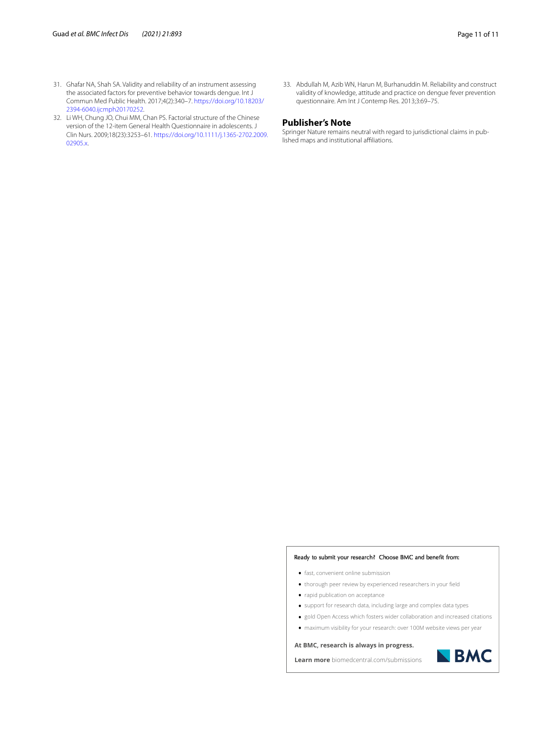31. Ghafar NA, Shah SA. Validity and reliability of an instrument assessing the associated factors for preventive behavior towards dengue. Int J Commun Med Public Health. 2017;4(2):340–7. https://doi.org/10.18203/2394-6040.ijcmph20170252.
32. Li WH, Chung JO, Chui MM, Chan PS. Factorial structure of the Chinese version of the 12-item General Health Questionnaire in adolescents. J Clin Nurs. 2009;18(23):3253–61. https://doi.org/10.1111/j.1365-2702.2009.02905.x.
33. Abdullah M, Azib WN, Harun M, Burhanuddin M. Reliability and construct validity of knowledge, attitude and practice on dengue fever prevention questionnaire. Am Int J Contemp Res. 2013;3:69–75.

## Publisher's Note

Springer Nature remains neutral with regard to jurisdictional claims in published maps and institutional affiliations.

Ready to submit your research? Choose BMC and benefit from:

- fast, convenient online submission
- thorough peer review by experienced researchers in your field
- rapid publication on acceptance
- support for research data, including large and complex data types
- gold Open Access which fosters wider collaboration and increased citations
- maximum visibility for your research: over 100M website views per year

**At BMC, research is always in progress.**

**Learn more** biomedcentral.com/submissions

BMC